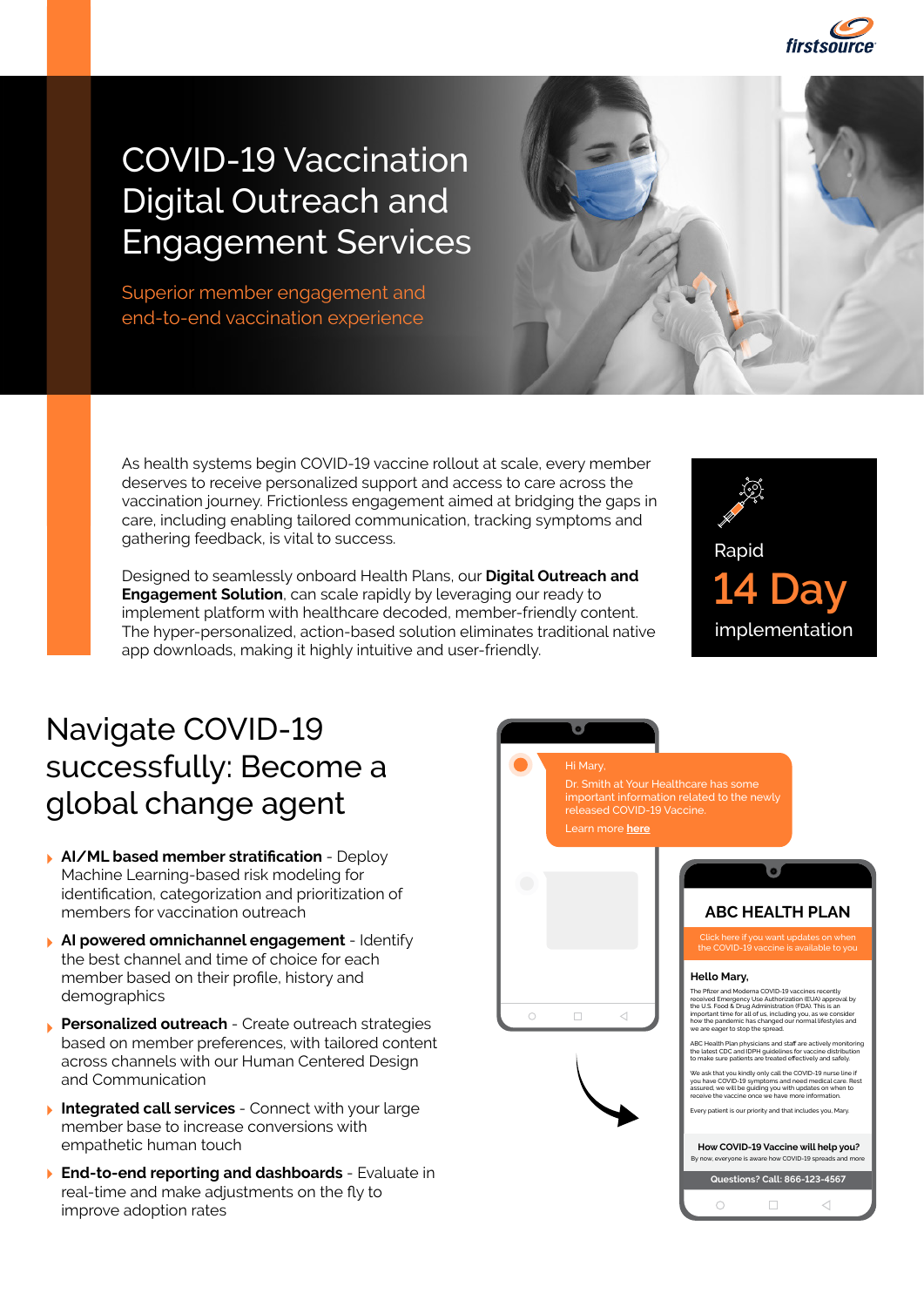# COVID-19 Vaccination Digital Outreach and Engagement Services

Superior member engagement and end-to-end vaccination experience

As health systems begin COVID-19 vaccine rollout at scale, every member deserves to receive personalized support and access to care across the vaccination journey. Frictionless engagement aimed at bridging the gaps in care, including enabling tailored communication, tracking symptoms and gathering feedback, is vital to success.

Designed to seamlessly onboard Health Plans, our **Digital Outreach and Engagement Solution**, can scale rapidly by leveraging our ready to implement platform with healthcare decoded, member-friendly content. The hyper-personalized, action-based solution eliminates traditional native app downloads, making it highly intuitive and user-friendly.

Rapid
**14 Day**
implementation

## Navigate COVID-19 successfully: Become a global change agent

- **AI/ML based member stratification** - Deploy Machine Learning-based risk modeling for identification, categorization and prioritization of members for vaccination outreach
- **AI powered omnichannel engagement** - Identify the best channel and time of choice for each member based on their profile, history and demographics
- **Personalized outreach** - Create outreach strategies based on member preferences, with tailored content across channels with our Human Centered Design and Communication
- **Integrated call services** - Connect with your large member base to increase conversions with empathetic human touch
- **End-to-end reporting and dashboards** - Evaluate in real-time and make adjustments on the fly to improve adoption rates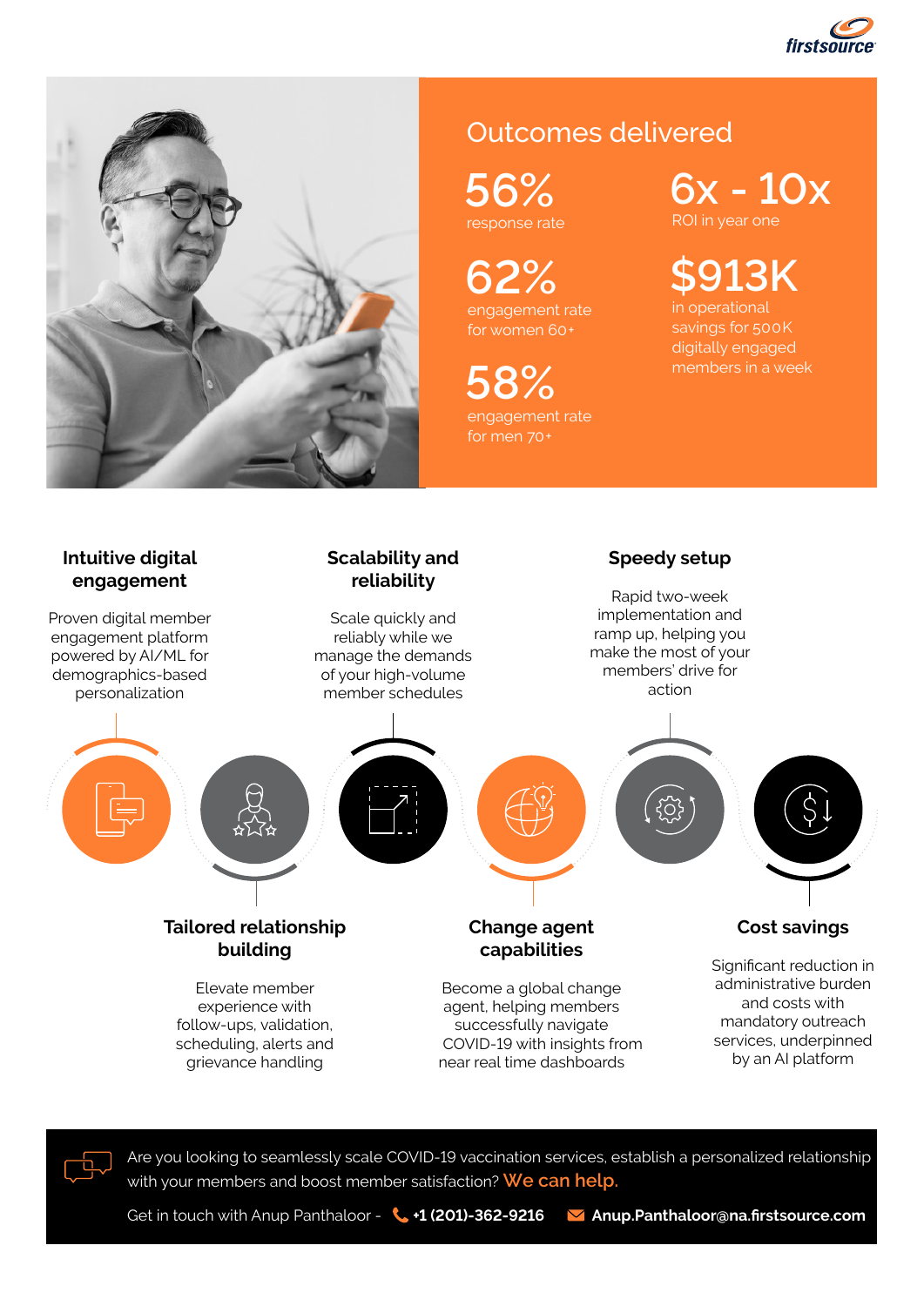## Outcomes delivered

**56%**
response rate

**62%**
engagement rate for women 60+

**58%**
engagement rate for men 70+

**6x - 10x**
ROI in year one

**$913K**
in operational savings for 500K digitally engaged members in a week

### Intutive digital engagement

Proven digital member engagement platform powered by AI/ML for demographics-based personalization

### Tailored relationship building

Elevate member experience with follow-ups, validation, scheduling, alerts and grievance handling

### Scalability and reliability

Scale quickly and reliably while we manage the demands of your high-volume member schedules

### Change agent capabilities

Become a global change agent, helping members successfully navigate COVID-19 with insights from near real time dashboards

### Speedy setup

Rapid two-week implementation and ramp up, helping you make the most of your members' drive for action

### Cost savings

Significant reduction in administrative burden and costs with mandatory outreach services, underpinned by an AI platform

Are you looking to seamlessly scale COVID-19 vaccination services, establish a personalized relationship with your members and boost member satisfaction? **We can help.**

Get in touch with Anup Panthaloor - **+1 (201)-362-9216** **Anup.Panthaloor@na.firstsource.com**